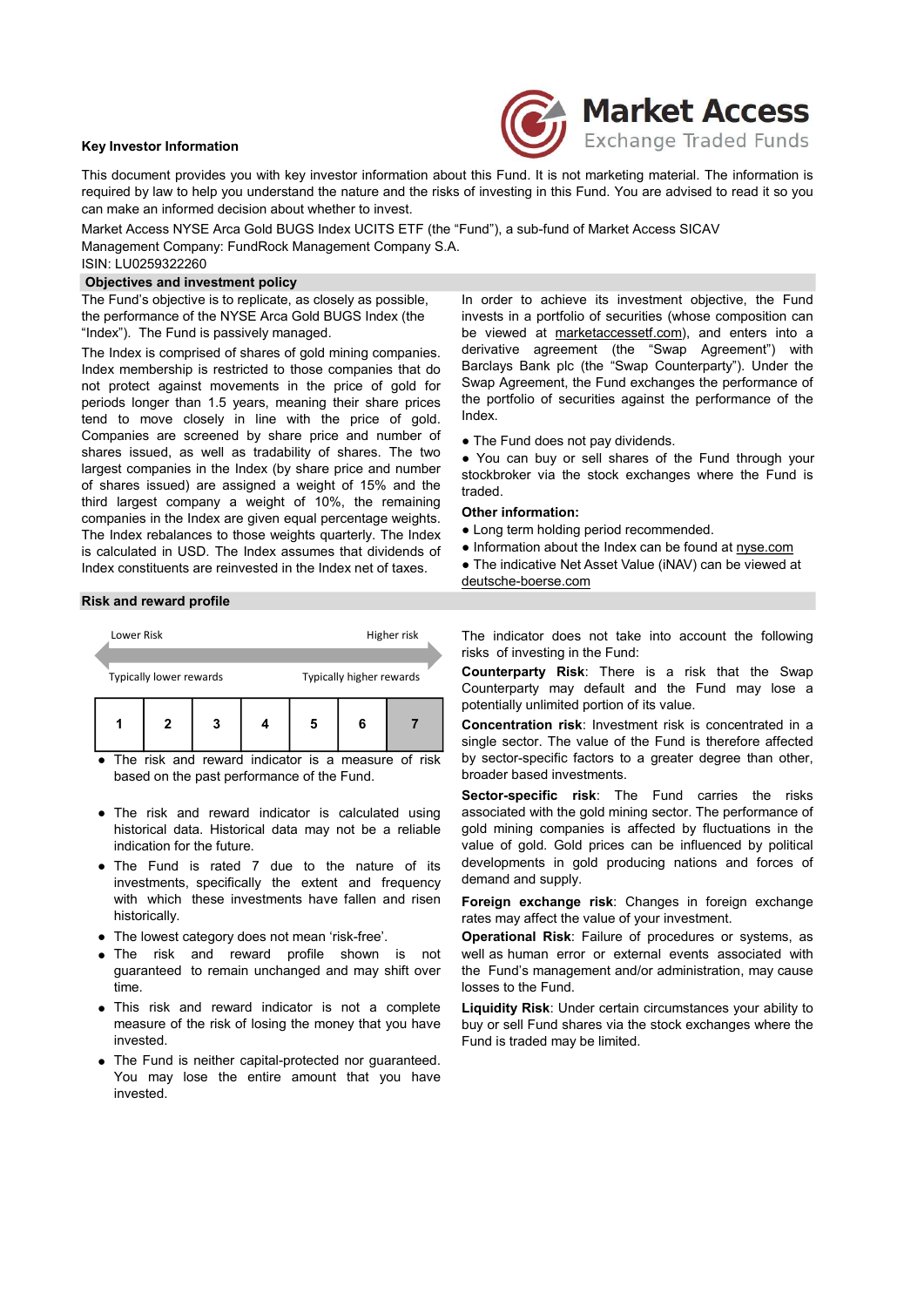**Market Access** Exchange Traded Funds

**Key Investor Information**

This document provides you with key investor information about this Fund. It is not marketing material. The information is required by law to help you understand the nature and the risks of investing in this Fund. You are advised to read it so you can make an informed decision about whether to invest.

Market Access NYSE Arca Gold BUGS Index UCITS ETF (the "Fund"), a sub-fund of Market Access SICAV
Management Company: FundRock Management Company S.A.
ISIN: LU0259322260

## Objectives and investment policy

The Fund's objective is to replicate, as closely as possible, the performance of the NYSE Arca Gold BUGS Index (the "Index"). The Fund is passively managed.

The Index is comprised of shares of gold mining companies. Index membership is restricted to those companies that do not protect against movements in the price of gold for periods longer than 1.5 years, meaning their share prices tend to move closely in line with the price of gold. Companies are screened by share price and number of shares issued, as well as tradability of shares. The two largest companies in the Index (by share price and number of shares issued) are assigned a weight of 15% and the third largest company a weight of 10%, the remaining companies in the Index are given equal percentage weights. The Index rebalances to those weights quarterly. The Index is calculated in USD. The Index assumes that dividends of Index constituents are reinvested in the Index net of taxes.

In order to achieve its investment objective, the Fund invests in a portfolio of securities (whose composition can be viewed at marketaccessetf.com), and enters into a derivative agreement (the "Swap Agreement") with Barclays Bank plc (the "Swap Counterparty"). Under the Swap Agreement, the Fund exchanges the performance of the portfolio of securities against the performance of the Index.

- The Fund does not pay dividends.
- You can buy or sell shares of the Fund through your stockbroker via the stock exchanges where the Fund is traded.

**Other information:**

- Long term holding period recommended.
- Information about the Index can be found at nyse.com
- The indicative Net Asset Value (iNAV) can be viewed at deutsche-boerse.com

## Risk and reward profile

Lower Risk — Higher risk

Typically lower rewards — Typically higher rewards

| 1 | 2 | 3 | 4 | 5 | 6 | **7** |
|---|---|---|---|---|---|---|

- The risk and reward indicator is a measure of risk based on the past performance of the Fund.
- The risk and reward indicator is calculated using historical data. Historical data may not be a reliable indication for the future.
- The Fund is rated 7 due to the nature of its investments, specifically the extent and frequency with which these investments have fallen and risen historically.
- The lowest category does not mean 'risk-free'.
- The risk and reward profile shown is not guaranteed to remain unchanged and may shift over time.
- This risk and reward indicator is not a complete measure of the risk of losing the money that you have invested.
- The Fund is neither capital-protected nor guaranteed. You may lose the entire amount that you have invested.

The indicator does not take into account the following risks of investing in the Fund:

**Counterparty Risk**: There is a risk that the Swap Counterparty may default and the Fund may lose a potentially unlimited portion of its value.

**Concentration risk**: Investment risk is concentrated in a single sector. The value of the Fund is therefore affected by sector-specific factors to a greater degree than other, broader based investments.

**Sector-specific risk**: The Fund carries the risks associated with the gold mining sector. The performance of gold mining companies is affected by fluctuations in the value of gold. Gold prices can be influenced by political developments in gold producing nations and forces of demand and supply.

**Foreign exchange risk**: Changes in foreign exchange rates may affect the value of your investment.

**Operational Risk**: Failure of procedures or systems, as well as human error or external events associated with the Fund's management and/or administration, may cause losses to the Fund.

**Liquidity Risk**: Under certain circumstances your ability to buy or sell Fund shares via the stock exchanges where the Fund is traded may be limited.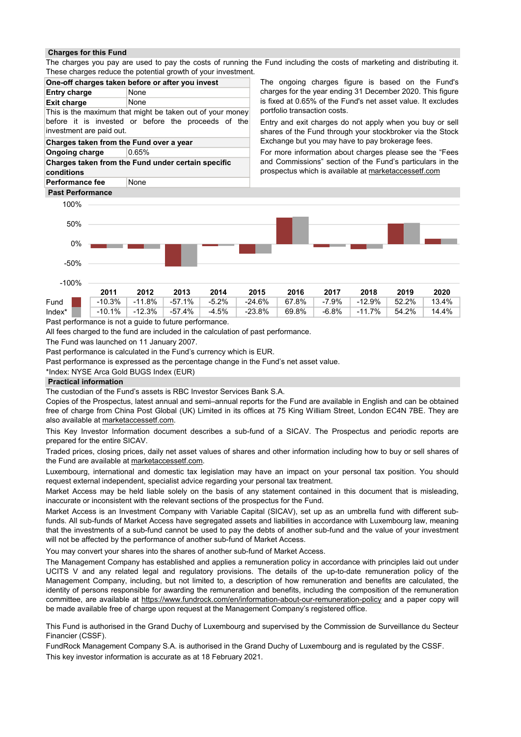## Charges for this Fund

The charges you pay are used to pay the costs of running the Fund including the costs of marketing and distributing it. These charges reduce the potential growth of your investment.

| **One-off charges taken before or after you invest** | |
|---|---|
| **Entry charge** | None |
| **Exit charge** | None |
| This is the maximum that might be taken out of your money before it is invested or before the proceeds of the investment are paid out. | |
| **Charges taken from the Fund over a year** | |
| **Ongoing charge** | 0.65% |
| **Charges taken from the Fund under certain specific conditions** | |
| **Performance fee** | None |

The ongoing charges figure is based on the Fund's charges for the year ending 31 December 2020. This figure is fixed at 0.65% of the Fund's net asset value. It excludes portfolio transaction costs.

Entry and exit charges do not apply when you buy or sell shares of the Fund through your stockbroker via the Stock Exchange but you may have to pay brokerage fees.

For more information about charges please see the "Fees and Commissions" section of the Fund's particulars in the prospectus which is available at marketaccessetf.com

## Past Performance

100%
50%
0%
-50%
-100%

| | 2011 | 2012 | 2013 | 2014 | 2015 | 2016 | 2017 | 2018 | 2019 | 2020 |
|---|---|---|---|---|---|---|---|---|---|---|
| Fund | -10.3% | -11.8% | -57.1% | -5.2% | -24.6% | 67.8% | -7.9% | -12.9% | 52.2% | 13.4% |
| Index* | -10.1% | -12.3% | -57.4% | -4.5% | -23.8% | 69.8% | -6.8% | -11.7% | 54.2% | 14.4% |

Past performance is not a guide to future performance.
All fees charged to the fund are included in the calculation of past performance.
The Fund was launched on 11 January 2007.
Past performance is calculated in the Fund's currency which is EUR.
Past performance is expressed as the percentage change in the Fund's net asset value.
*Index: NYSE Arca Gold BUGS Index (EUR)

## Practical information

The custodian of the Fund's assets is RBC Investor Services Bank S.A.

Copies of the Prospectus, latest annual and semi–annual reports for the Fund are available in English and can be obtained free of charge from China Post Global (UK) Limited in its offices at 75 King William Street, London EC4N 7BE. They are also available at marketaccessetf.com.

This Key Investor Information document describes a sub-fund of a SICAV. The Prospectus and periodic reports are prepared for the entire SICAV.

Traded prices, closing prices, daily net asset values of shares and other information including how to buy or sell shares of the Fund are available at marketaccessetf.com.

Luxembourg, international and domestic tax legislation may have an impact on your personal tax position. You should request external independent, specialist advice regarding your personal tax treatment.

Market Access may be held liable solely on the basis of any statement contained in this document that is misleading, inaccurate or inconsistent with the relevant sections of the prospectus for the Fund.

Market Access is an Investment Company with Variable Capital (SICAV), set up as an umbrella fund with different sub-funds. All sub-funds of Market Access have segregated assets and liabilities in accordance with Luxembourg law, meaning that the investments of a sub-fund cannot be used to pay the debts of another sub-fund and the value of your investment will not be affected by the performance of another sub-fund of Market Access.

You may convert your shares into the shares of another sub-fund of Market Access.

The Management Company has established and applies a remuneration policy in accordance with principles laid out under UCITS V and any related legal and regulatory provisions. The details of the up-to-date remuneration policy of the Management Company, including, but not limited to, a description of how remuneration and benefits are calculated, the identity of persons responsible for awarding the remuneration and benefits, including the composition of the remuneration committee, are available at https://www.fundrock.com/en/information-about-our-remuneration-policy and a paper copy will be made available free of charge upon request at the Management Company's registered office.

This Fund is authorised in the Grand Duchy of Luxembourg and supervised by the Commission de Surveillance du Secteur Financier (CSSF).

FundRock Management Company S.A. is authorised in the Grand Duchy of Luxembourg and is regulated by the CSSF.

This key investor information is accurate as at 18 February 2021.